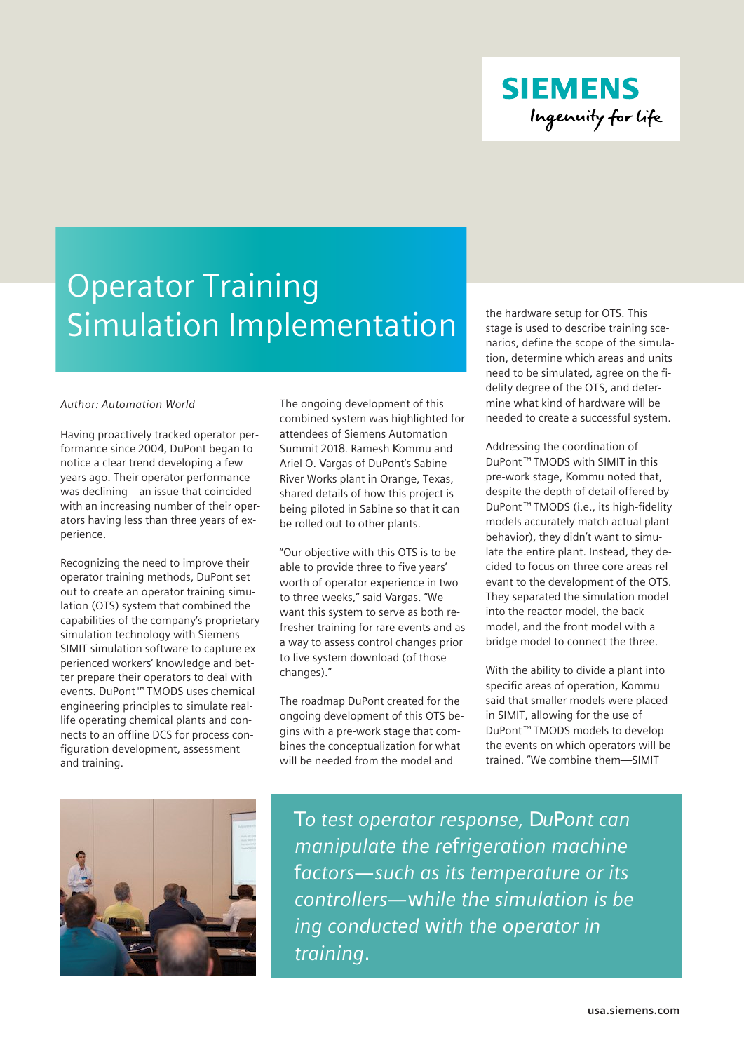# Operator Training Simulation Implementation

*Author: Automation World*

Having proactively tracked operator performance since 2004, DuPont began to notice a clear trend developing a few years ago. Their operator performance was declining—an issue that coincided with an increasing number of their operators having less than three years of experience.

Recognizing the need to improve their operator training methods, DuPont set out to create an operator training simulation (OTS) system that combined the capabilities of the company's proprietary simulation technology with Siemens SIMIT simulation software to capture experienced workers' knowledge and better prepare their operators to deal with events. DuPont™ TMODS uses chemical engineering principles to simulate real-life operating chemical plants and connects to an offline DCS for process configuration development, assessment and training.

The ongoing development of this combined system was highlighted for attendees of Siemens Automation Summit 2018. Ramesh Kommu and Ariel O. Vargas of DuPont's Sabine River Works plant in Orange, Texas, shared details of how this project is being piloted in Sabine so that it can be rolled out to other plants.

"Our objective with this OTS is to be able to provide three to five years' worth of operator experience in two to three weeks," said Vargas. "We want this system to serve as both refresher training for rare events and as a way to assess control changes prior to live system download (of those changes)."

The roadmap DuPont created for the ongoing development of this OTS begins with a pre-work stage that combines the conceptualization for what will be needed from the model and the hardware setup for OTS. This stage is used to describe training scenarios, define the scope of the simulation, determine which areas and units need to be simulated, agree on the fidelity degree of the OTS, and determine what kind of hardware will be needed to create a successful system.

Addressing the coordination of DuPont™ TMODS with SIMIT in this pre-work stage, Kommu noted that, despite the depth of detail offered by DuPont™ TMODS (i.e., its high-fidelity models accurately match actual plant behavior), they didn't want to simulate the entire plant. Instead, they decided to focus on three core areas relevant to the development of the OTS. They separated the simulation model into the reactor model, the back model, and the front model with a bridge model to connect the three.

With the ability to divide a plant into specific areas of operation, Kommu said that smaller models were placed in SIMIT, allowing for the use of DuPont™ TMODS models to develop the events on which operators will be trained. "We combine them—SIMIT

*To test operator response, DuPont can manipulate the refrigeration machine factors—such as its temperature or its controllers—while the simulation is being conducted with the operator in training.*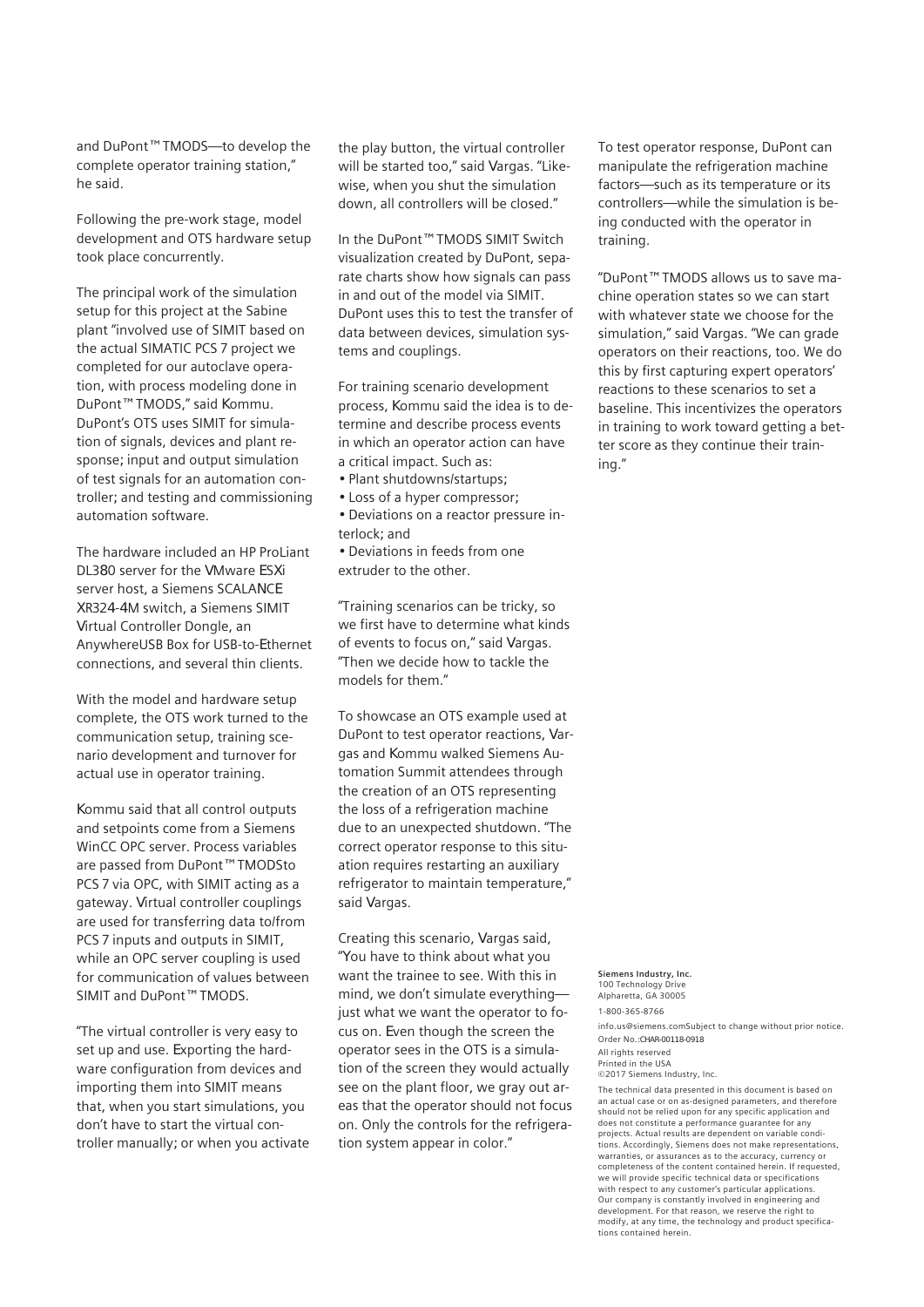and DuPont™ TMODS—to develop the complete operator training station," he said.

Following the pre-work stage, model development and OTS hardware setup took place concurrently.

The principal work of the simulation setup for this project at the Sabine plant "involved use of SIMIT based on the actual SIMATIC PCS 7 project we completed for our autoclave operation, with process modeling done in DuPont™ TMODS," said Kommu. DuPont's OTS uses SIMIT for simulation of signals, devices and plant response; input and output simulation of test signals for an automation controller; and testing and commissioning automation software.

The hardware included an HP ProLiant DL380 server for the VMware ESXi server host, a Siemens SCALANCE XR324-4M switch, a Siemens SIMIT Virtual Controller Dongle, an AnywhereUSB Box for USB-to-Ethernet connections, and several thin clients.

With the model and hardware setup complete, the OTS work turned to the communication setup, training scenario development and turnover for actual use in operator training.

Kommu said that all control outputs and setpoints come from a Siemens WinCC OPC server. Process variables are passed from DuPont™ TMODSto PCS 7 via OPC, with SIMIT acting as a gateway. Virtual controller couplings are used for transferring data to/from PCS 7 inputs and outputs in SIMIT, while an OPC server coupling is used for communication of values between SIMIT and DuPont™ TMODS.

"The virtual controller is very easy to set up and use. Exporting the hardware configuration from devices and importing them into SIMIT means that, when you start simulations, you don't have to start the virtual controller manually; or when you activate the play button, the virtual controller will be started too," said Vargas. "Likewise, when you shut the simulation down, all controllers will be closed."

In the DuPont™ TMODS SIMIT Switch visualization created by DuPont, separate charts show how signals can pass in and out of the model via SIMIT. DuPont uses this to test the transfer of data between devices, simulation systems and couplings.

For training scenario development process, Kommu said the idea is to determine and describe process events in which an operator action can have a critical impact. Such as:

- Plant shutdowns/startups;
- Loss of a hyper compressor;
- Deviations on a reactor pressure interlock; and
- Deviations in feeds from one extruder to the other.

"Training scenarios can be tricky, so we first have to determine what kinds of events to focus on," said Vargas. "Then we decide how to tackle the models for them."

To showcase an OTS example used at DuPont to test operator reactions, Vargas and Kommu walked Siemens Automation Summit attendees through the creation of an OTS representing the loss of a refrigeration machine due to an unexpected shutdown. "The correct operator response to this situation requires restarting an auxiliary refrigerator to maintain temperature," said Vargas.

Creating this scenario, Vargas said, "You have to think about what you want the trainee to see. With this in mind, we don't simulate everything—just what we want the operator to focus on. Even though the screen the operator sees in the OTS is a simulation of the screen they would actually see on the plant floor, we gray out areas that the operator should not focus on. Only the controls for the refrigeration system appear in color."

To test operator response, DuPont can manipulate the refrigeration machine factors—such as its temperature or its controllers—while the simulation is being conducted with the operator in training.

"DuPont™ TMODS allows us to save machine operation states so we can start with whatever state we choose for the simulation," said Vargas. "We can grade operators on their reactions, too. We do this by first capturing expert operators' reactions to these scenarios to set a baseline. This incentivizes the operators in training to work toward getting a better score as they continue their training."

**Siemens Industry, Inc.**
100 Technology Drive
Alpharetta, GA 30005

1-800-365-8766

info.us@siemens.comSubject to change without prior notice.
Order No.:CHAR-00118-0918
All rights reserved
Printed in the USA
©2017 Siemens Industry, Inc.

The technical data presented in this document is based on an actual case or on as-designed parameters, and therefore should not be relied upon for any specific application and does not constitute a performance guarantee for any projects. Actual results are dependent on variable conditions. Accordingly, Siemens does not make representations, warranties, or assurances as to the accuracy, currency or completeness of the content contained herein. If requested, we will provide specific technical data or specifications with respect to any customer's particular applications. Our company is constantly involved in engineering and development. For that reason, we reserve the right to modify, at any time, the technology and product specifications contained herein.